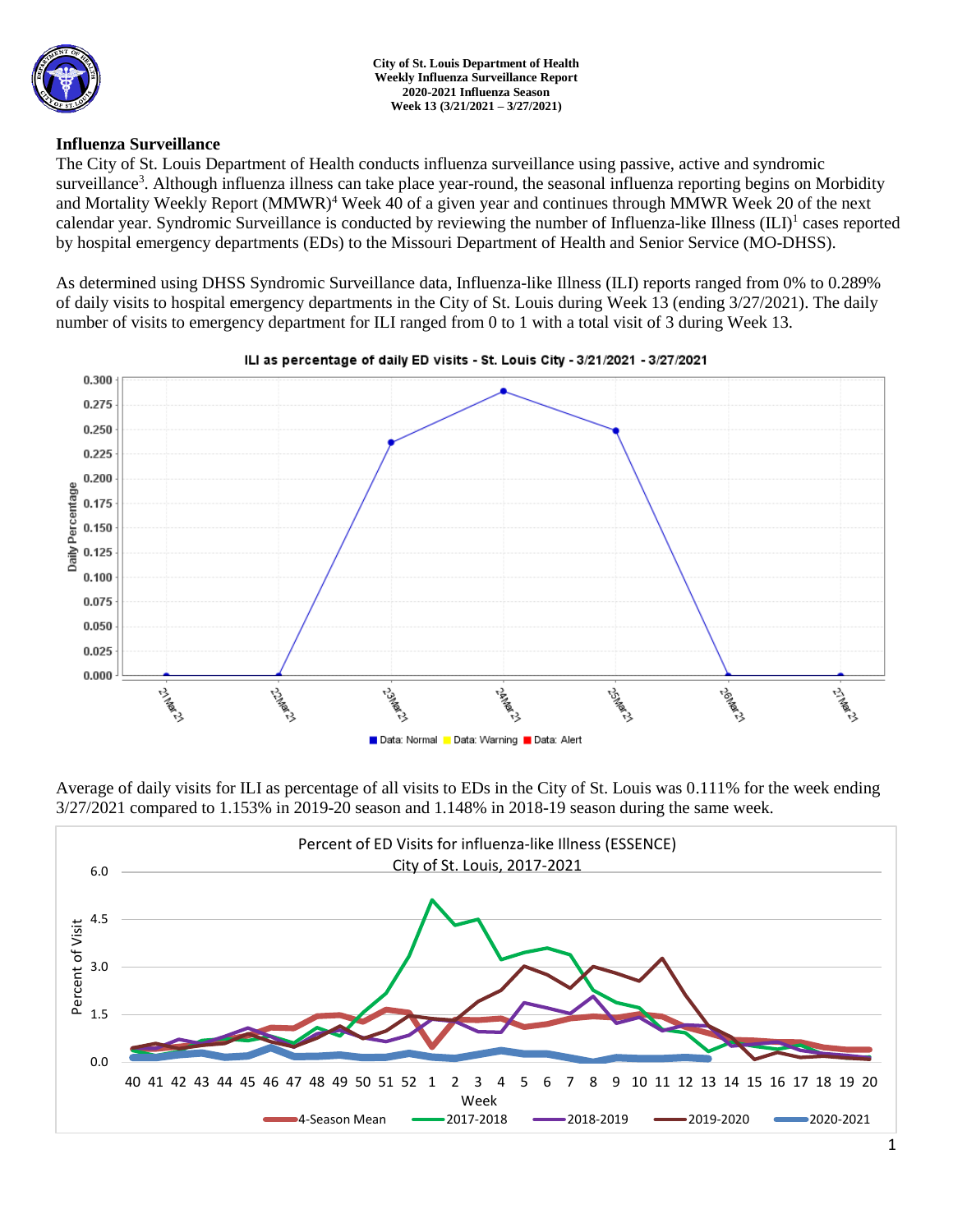**City of St. Louis Department of Health**
**Weekly Influenza Surveillance Report**
**2020-2021 Influenza Season**
**Week 13 (3/21/2021 – 3/27/2021)**

## Influenza Surveillance

The City of St. Louis Department of Health conducts influenza surveillance using passive, active and syndromic surveillance[3]. Although influenza illness can take place year-round, the seasonal influenza reporting begins on Morbidity and Mortality Weekly Report (MMWR)[4] Week 40 of a given year and continues through MMWR Week 20 of the next calendar year. Syndromic Surveillance is conducted by reviewing the number of Influenza-like Illness (ILI)[1] cases reported by hospital emergency departments (EDs) to the Missouri Department of Health and Senior Service (MO-DHSS).

As determined using DHSS Syndromic Surveillance data, Influenza-like Illness (ILI) reports ranged from 0% to 0.289% of daily visits to hospital emergency departments in the City of St. Louis during Week 13 (ending 3/27/2021). The daily number of visits to emergency department for ILI ranged from 0 to 1 with a total visit of 3 during Week 13.

ILI as percentage of daily ED visits - St. Louis City - 3/21/2021 - 3/27/2021

Daily Percentage

0.300
0.275
0.250
0.225
0.200
0.175
0.150
0.125
0.100
0.075
0.050
0.025
0.000

21Mar21
22Mar21
23Mar21
24Mar21
25Mar21
26Mar21
27Mar21

Data: Normal
Data: Warning
Data: Alert

Average of daily visits for ILI as percentage of all visits to EDs in the City of St. Louis was 0.111% for the week ending 3/27/2021 compared to 1.153% in 2019-20 season and 1.148% in 2018-19 season during the same week.

Percent of ED Visits for influenza-like Illness (ESSENCE)
City of St. Louis, 2017-2021

Percent of Visit

6.0
4.5
3.0
1.5
0.0

40 41 42 43 44 45 46 47 48 49 50 51 52 1 2 3 4 5 6 7 8 9 10 11 12 13 14 15 16 17 18 19 20

Week

4-Season Mean
2017-2018
2018-2019
2019-2020
2020-2021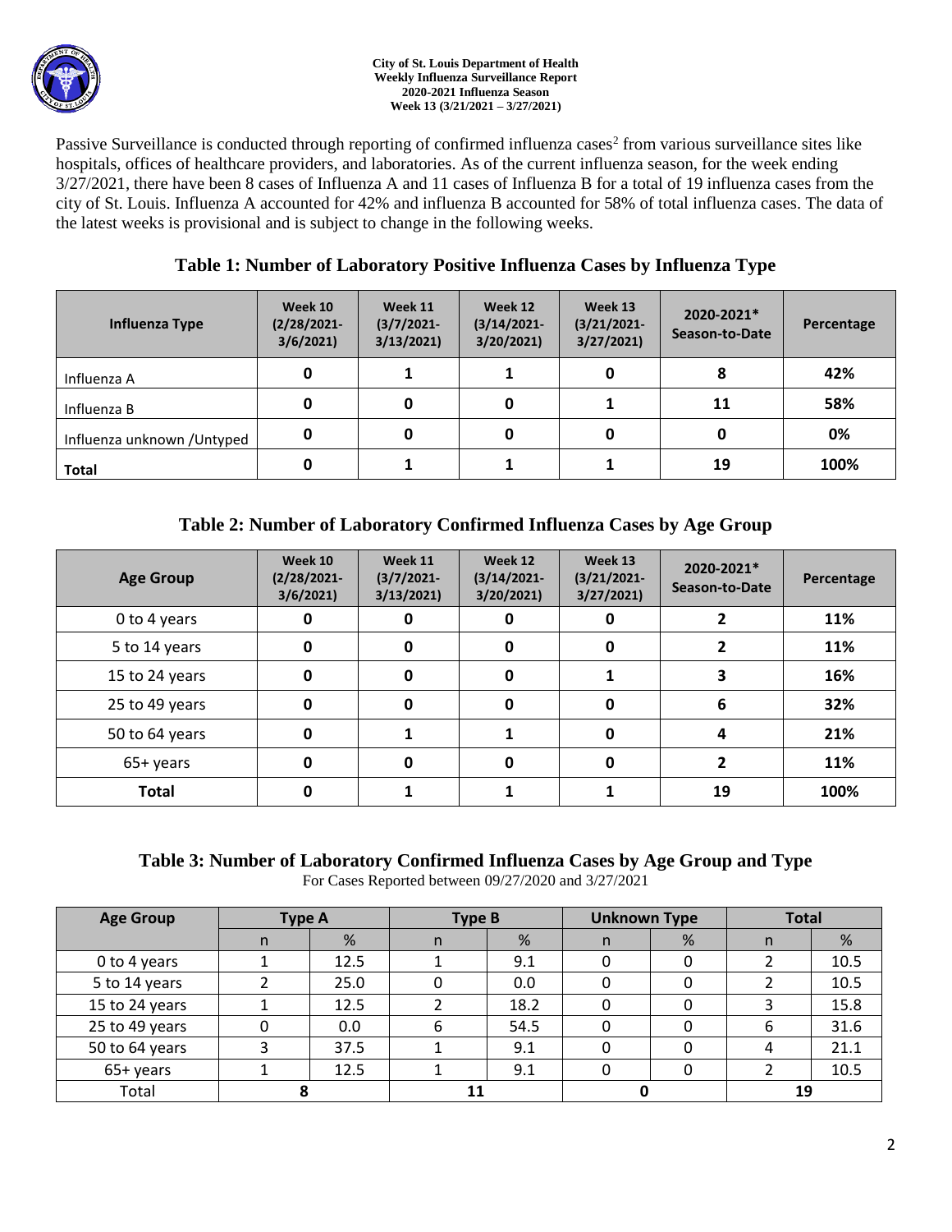City of St. Louis Department of Health
Weekly Influenza Surveillance Report
2020-2021 Influenza Season
Week 13 (3/21/2021 – 3/27/2021)

Passive Surveillance is conducted through reporting of confirmed influenza cases[2] from various surveillance sites like hospitals, offices of healthcare providers, and laboratories. As of the current influenza season, for the week ending 3/27/2021, there have been 8 cases of Influenza A and 11 cases of Influenza B for a total of 19 influenza cases from the city of St. Louis. Influenza A accounted for 42% and influenza B accounted for 58% of total influenza cases. The data of the latest weeks is provisional and is subject to change in the following weeks.

## Table 1: Number of Laboratory Positive Influenza Cases by Influenza Type

| Influenza Type | Week 10 (2/28/2021-3/6/2021) | Week 11 (3/7/2021-3/13/2021) | Week 12 (3/14/2021-3/20/2021) | Week 13 (3/21/2021-3/27/2021) | 2020-2021* Season-to-Date | Percentage |
|---|---|---|---|---|---|---|
| Influenza A | 0 | 1 | 1 | 0 | 8 | 42% |
| Influenza B | 0 | 0 | 0 | 1 | 11 | 58% |
| Influenza unknown /Untyped | 0 | 0 | 0 | 0 | 0 | 0% |
| **Total** | 0 | 1 | 1 | 1 | 19 | 100% |

## Table 2: Number of Laboratory Confirmed Influenza Cases by Age Group

| Age Group | Week 10 (2/28/2021-3/6/2021) | Week 11 (3/7/2021-3/13/2021) | Week 12 (3/14/2021-3/20/2021) | Week 13 (3/21/2021-3/27/2021) | 2020-2021* Season-to-Date | Percentage |
|---|---|---|---|---|---|---|
| 0 to 4 years | 0 | 0 | 0 | 0 | 2 | 11% |
| 5 to 14 years | 0 | 0 | 0 | 0 | 2 | 11% |
| 15 to 24 years | 0 | 0 | 0 | 1 | 3 | 16% |
| 25 to 49 years | 0 | 0 | 0 | 0 | 6 | 32% |
| 50 to 64 years | 0 | 1 | 1 | 0 | 4 | 21% |
| 65+ years | 0 | 0 | 0 | 0 | 2 | 11% |
| **Total** | 0 | 1 | 1 | 1 | 19 | 100% |

## Table 3: Number of Laboratory Confirmed Influenza Cases by Age Group and Type

For Cases Reported between 09/27/2020 and 3/27/2021

| Age Group | Type A | | Type B | | Unknown Type | | Total | |
|---|---|---|---|---|---|---|---|---|
| | n | % | n | % | n | % | n | % |
| 0 to 4 years | 1 | 12.5 | 1 | 9.1 | 0 | 0 | 2 | 10.5 |
| 5 to 14 years | 2 | 25.0 | 0 | 0.0 | 0 | 0 | 2 | 10.5 |
| 15 to 24 years | 1 | 12.5 | 2 | 18.2 | 0 | 0 | 3 | 15.8 |
| 25 to 49 years | 0 | 0.0 | 6 | 54.5 | 0 | 0 | 6 | 31.6 |
| 50 to 64 years | 3 | 37.5 | 1 | 9.1 | 0 | 0 | 4 | 21.1 |
| 65+ years | 1 | 12.5 | 1 | 9.1 | 0 | 0 | 2 | 10.5 |
| Total | 8 | | 11 | | 0 | | 19 | |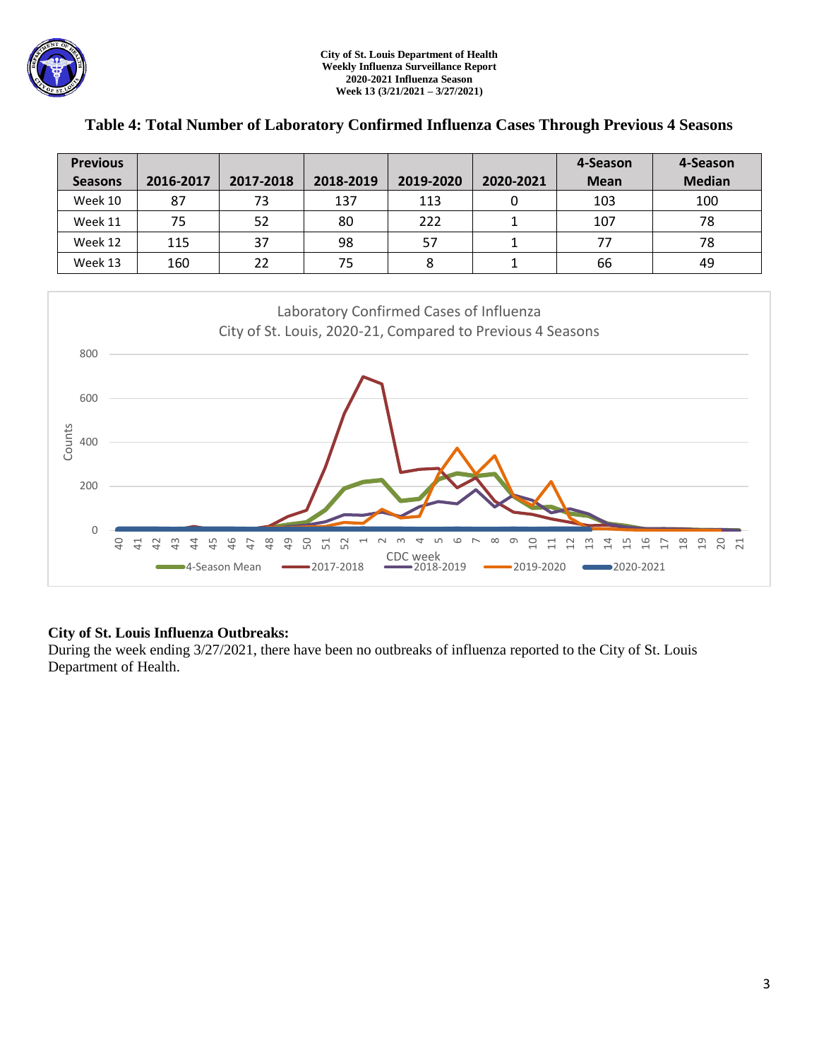City of St. Louis Department of Health
Weekly Influenza Surveillance Report
2020-2021 Influenza Season
Week 13 (3/21/2021 – 3/27/2021)

## Table 4: Total Number of Laboratory Confirmed Influenza Cases Through Previous 4 Seasons

| Previous Seasons | 2016-2017 | 2017-2018 | 2018-2019 | 2019-2020 | 2020-2021 | 4-Season Mean | 4-Season Median |
|---|---|---|---|---|---|---|---|
| Week 10 | 87 | 73 | 137 | 113 | 0 | 103 | 100 |
| Week 11 | 75 | 52 | 80 | 222 | 1 | 107 | 78 |
| Week 12 | 115 | 37 | 98 | 57 | 1 | 77 | 78 |
| Week 13 | 160 | 22 | 75 | 8 | 1 | 66 | 49 |

Laboratory Confirmed Cases of Influenza
City of St. Louis, 2020-21, Compared to Previous 4 Seasons

Counts
800
600
400
200
0

40 41 42 43 44 45 46 47 48 49 50 51 52 1 2 3 4 5 6 7 8 9 10 11 12 13 14 15 16 17 18 19 20 21
CDC week

4-Season Mean
2017-2018
2018-2019
2019-2020
2020-2021

**City of St. Louis Influenza Outbreaks:**
During the week ending 3/27/2021, there have been no outbreaks of influenza reported to the City of St. Louis Department of Health.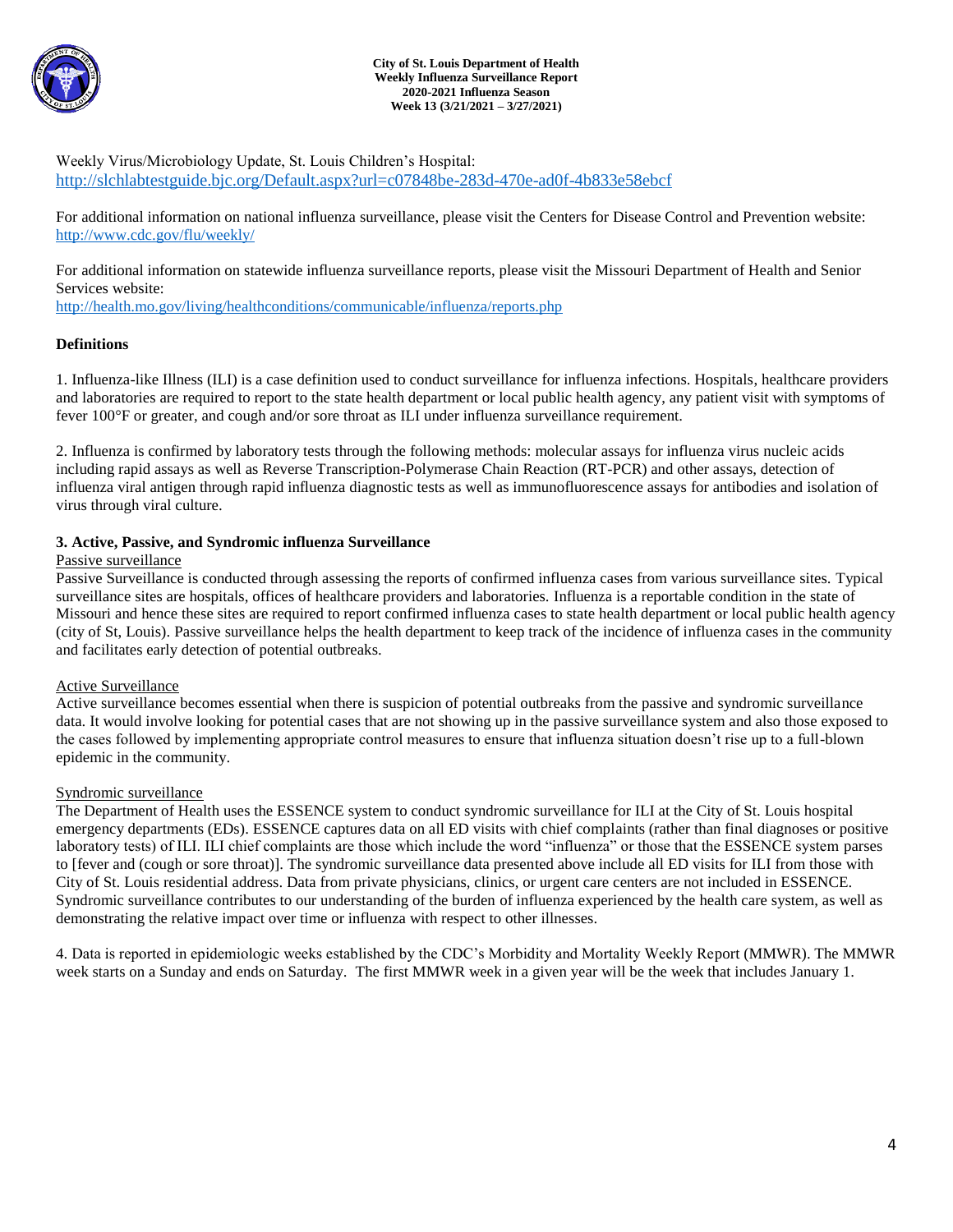Weekly Virus/Microbiology Update, St. Louis Children's Hospital:
http://slchlabtestguide.bjc.org/Default.aspx?url=c07848be-283d-470e-ad0f-4b833e58ebcf

For additional information on national influenza surveillance, please visit the Centers for Disease Control and Prevention website:
http://www.cdc.gov/flu/weekly/

For additional information on statewide influenza surveillance reports, please visit the Missouri Department of Health and Senior Services website:
http://health.mo.gov/living/healthconditions/communicable/influenza/reports.php

## Definitions

1. Influenza-like Illness (ILI) is a case definition used to conduct surveillance for influenza infections. Hospitals, healthcare providers and laboratories are required to report to the state health department or local public health agency, any patient visit with symptoms of fever 100°F or greater, and cough and/or sore throat as ILI under influenza surveillance requirement.

2. Influenza is confirmed by laboratory tests through the following methods: molecular assays for influenza virus nucleic acids including rapid assays as well as Reverse Transcription-Polymerase Chain Reaction (RT-PCR) and other assays, detection of influenza viral antigen through rapid influenza diagnostic tests as well as immunofluorescence assays for antibodies and isolation of virus through viral culture.

**3. Active, Passive, and Syndromic influenza Surveillance**

Passive surveillance

Passive Surveillance is conducted through assessing the reports of confirmed influenza cases from various surveillance sites. Typical surveillance sites are hospitals, offices of healthcare providers and laboratories. Influenza is a reportable condition in the state of Missouri and hence these sites are required to report confirmed influenza cases to state health department or local public health agency (city of St, Louis). Passive surveillance helps the health department to keep track of the incidence of influenza cases in the community and facilitates early detection of potential outbreaks.

Active Surveillance

Active surveillance becomes essential when there is suspicion of potential outbreaks from the passive and syndromic surveillance data. It would involve looking for potential cases that are not showing up in the passive surveillance system and also those exposed to the cases followed by implementing appropriate control measures to ensure that influenza situation doesn't rise up to a full-blown epidemic in the community.

Syndromic surveillance

The Department of Health uses the ESSENCE system to conduct syndromic surveillance for ILI at the City of St. Louis hospital emergency departments (EDs). ESSENCE captures data on all ED visits with chief complaints (rather than final diagnoses or positive laboratory tests) of ILI. ILI chief complaints are those which include the word "influenza" or those that the ESSENCE system parses to [fever and (cough or sore throat)]. The syndromic surveillance data presented above include all ED visits for ILI from those with City of St. Louis residential address. Data from private physicians, clinics, or urgent care centers are not included in ESSENCE. Syndromic surveillance contributes to our understanding of the burden of influenza experienced by the health care system, as well as demonstrating the relative impact over time or influenza with respect to other illnesses.

4. Data is reported in epidemiologic weeks established by the CDC's Morbidity and Mortality Weekly Report (MMWR). The MMWR week starts on a Sunday and ends on Saturday. The first MMWR week in a given year will be the week that includes January 1.